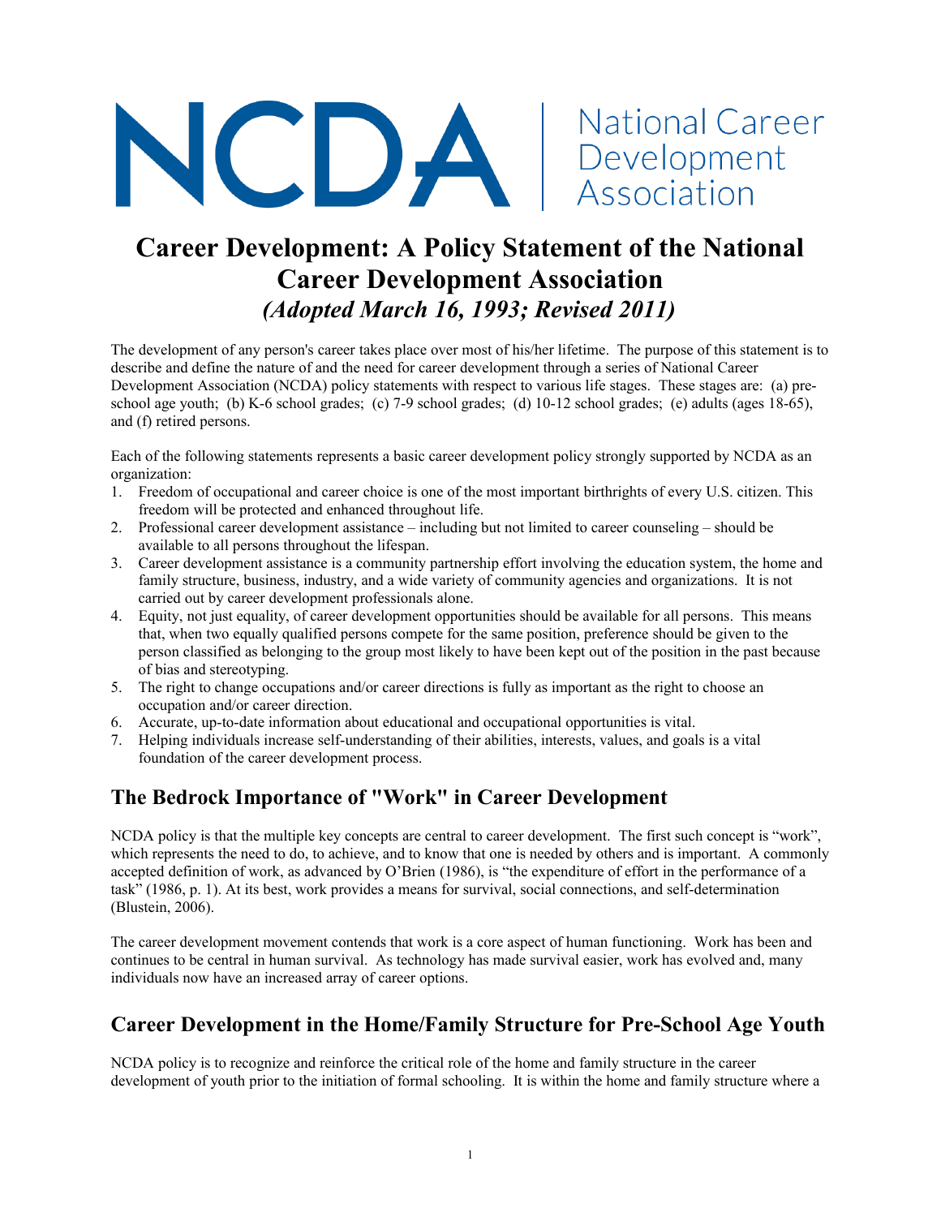NCDA | National Career Development Association

# Career Development: A Policy Statement of the National Career Development Association

### *(Adopted March 16, 1993; Revised 2011)*

The development of any person's career takes place over most of his/her lifetime. The purpose of this statement is to describe and define the nature of and the need for career development through a series of National Career Development Association (NCDA) policy statements with respect to various life stages. These stages are: (a) pre-school age youth; (b) K-6 school grades; (c) 7-9 school grades; (d) 10-12 school grades; (e) adults (ages 18-65), and (f) retired persons.

Each of the following statements represents a basic career development policy strongly supported by NCDA as an organization:

1. Freedom of occupational and career choice is one of the most important birthrights of every U.S. citizen. This freedom will be protected and enhanced throughout life.
2. Professional career development assistance – including but not limited to career counseling – should be available to all persons throughout the lifespan.
3. Career development assistance is a community partnership effort involving the education system, the home and family structure, business, industry, and a wide variety of community agencies and organizations. It is not carried out by career development professionals alone.
4. Equity, not just equality, of career development opportunities should be available for all persons. This means that, when two equally qualified persons compete for the same position, preference should be given to the person classified as belonging to the group most likely to have been kept out of the position in the past because of bias and stereotyping.
5. The right to change occupations and/or career directions is fully as important as the right to choose an occupation and/or career direction.
6. Accurate, up-to-date information about educational and occupational opportunities is vital.
7. Helping individuals increase self-understanding of their abilities, interests, values, and goals is a vital foundation of the career development process.

## The Bedrock Importance of "Work" in Career Development

NCDA policy is that the multiple key concepts are central to career development. The first such concept is "work", which represents the need to do, to achieve, and to know that one is needed by others and is important. A commonly accepted definition of work, as advanced by O'Brien (1986), is "the expenditure of effort in the performance of a task" (1986, p. 1). At its best, work provides a means for survival, social connections, and self-determination (Blustein, 2006).

The career development movement contends that work is a core aspect of human functioning. Work has been and continues to be central in human survival. As technology has made survival easier, work has evolved and, many individuals now have an increased array of career options.

## Career Development in the Home/Family Structure for Pre-School Age Youth

NCDA policy is to recognize and reinforce the critical role of the home and family structure in the career development of youth prior to the initiation of formal schooling. It is within the home and family structure where a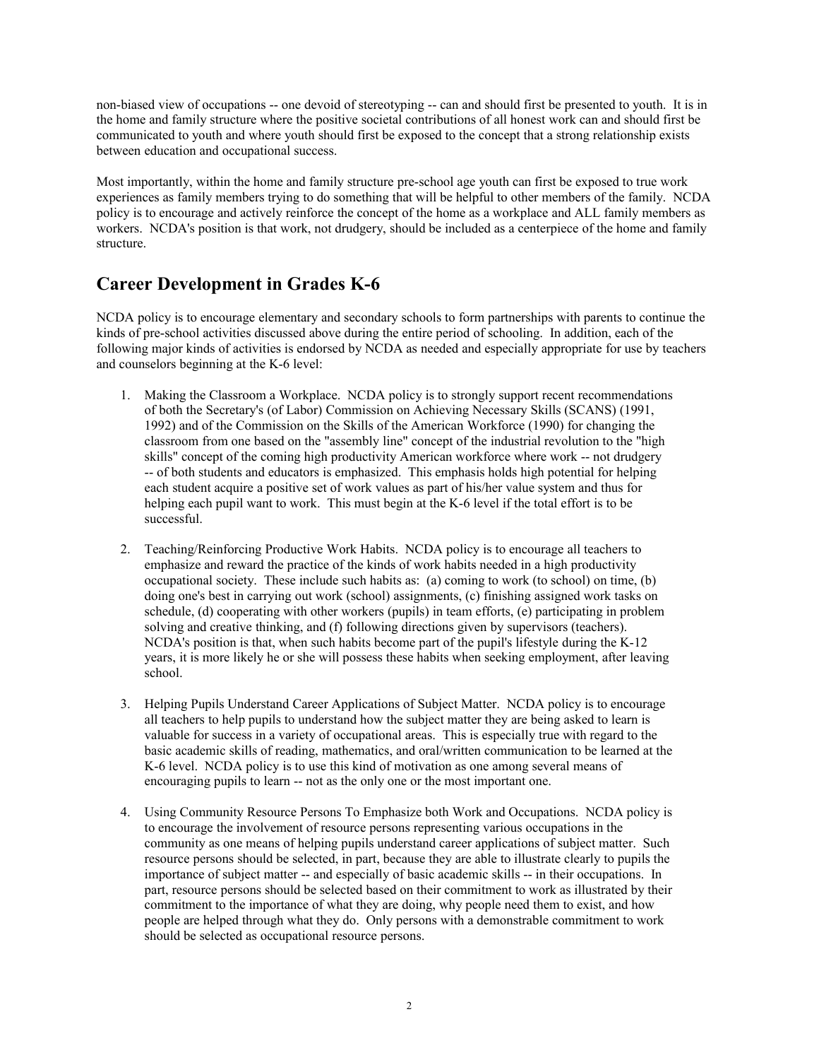non-biased view of occupations -- one devoid of stereotyping -- can and should first be presented to youth. It is in the home and family structure where the positive societal contributions of all honest work can and should first be communicated to youth and where youth should first be exposed to the concept that a strong relationship exists between education and occupational success.

Most importantly, within the home and family structure pre-school age youth can first be exposed to true work experiences as family members trying to do something that will be helpful to other members of the family. NCDA policy is to encourage and actively reinforce the concept of the home as a workplace and ALL family members as workers. NCDA's position is that work, not drudgery, should be included as a centerpiece of the home and family structure.

## Career Development in Grades K-6

NCDA policy is to encourage elementary and secondary schools to form partnerships with parents to continue the kinds of pre-school activities discussed above during the entire period of schooling. In addition, each of the following major kinds of activities is endorsed by NCDA as needed and especially appropriate for use by teachers and counselors beginning at the K-6 level:

1. Making the Classroom a Workplace. NCDA policy is to strongly support recent recommendations of both the Secretary's (of Labor) Commission on Achieving Necessary Skills (SCANS) (1991, 1992) and of the Commission on the Skills of the American Workforce (1990) for changing the classroom from one based on the "assembly line" concept of the industrial revolution to the "high skills" concept of the coming high productivity American workforce where work -- not drudgery -- of both students and educators is emphasized. This emphasis holds high potential for helping each student acquire a positive set of work values as part of his/her value system and thus for helping each pupil want to work. This must begin at the K-6 level if the total effort is to be successful.

2. Teaching/Reinforcing Productive Work Habits. NCDA policy is to encourage all teachers to emphasize and reward the practice of the kinds of work habits needed in a high productivity occupational society. These include such habits as: (a) coming to work (to school) on time, (b) doing one's best in carrying out work (school) assignments, (c) finishing assigned work tasks on schedule, (d) cooperating with other workers (pupils) in team efforts, (e) participating in problem solving and creative thinking, and (f) following directions given by supervisors (teachers). NCDA's position is that, when such habits become part of the pupil's lifestyle during the K-12 years, it is more likely he or she will possess these habits when seeking employment, after leaving school.

3. Helping Pupils Understand Career Applications of Subject Matter. NCDA policy is to encourage all teachers to help pupils to understand how the subject matter they are being asked to learn is valuable for success in a variety of occupational areas. This is especially true with regard to the basic academic skills of reading, mathematics, and oral/written communication to be learned at the K-6 level. NCDA policy is to use this kind of motivation as one among several means of encouraging pupils to learn -- not as the only one or the most important one.

4. Using Community Resource Persons To Emphasize both Work and Occupations. NCDA policy is to encourage the involvement of resource persons representing various occupations in the community as one means of helping pupils understand career applications of subject matter. Such resource persons should be selected, in part, because they are able to illustrate clearly to pupils the importance of subject matter -- and especially of basic academic skills -- in their occupations. In part, resource persons should be selected based on their commitment to work as illustrated by their commitment to the importance of what they are doing, why people need them to exist, and how people are helped through what they do. Only persons with a demonstrable commitment to work should be selected as occupational resource persons.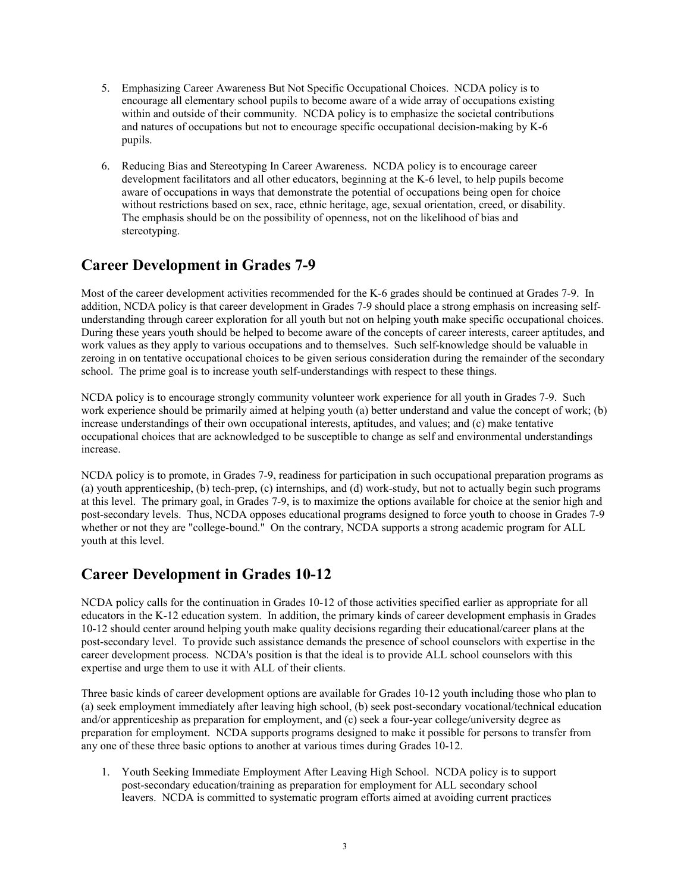5. Emphasizing Career Awareness But Not Specific Occupational Choices. NCDA policy is to encourage all elementary school pupils to become aware of a wide array of occupations existing within and outside of their community. NCDA policy is to emphasize the societal contributions and natures of occupations but not to encourage specific occupational decision-making by K-6 pupils.

6. Reducing Bias and Stereotyping In Career Awareness. NCDA policy is to encourage career development facilitators and all other educators, beginning at the K-6 level, to help pupils become aware of occupations in ways that demonstrate the potential of occupations being open for choice without restrictions based on sex, race, ethnic heritage, age, sexual orientation, creed, or disability. The emphasis should be on the possibility of openness, not on the likelihood of bias and stereotyping.

## Career Development in Grades 7-9

Most of the career development activities recommended for the K-6 grades should be continued at Grades 7-9. In addition, NCDA policy is that career development in Grades 7-9 should place a strong emphasis on increasing self-understanding through career exploration for all youth but not on helping youth make specific occupational choices. During these years youth should be helped to become aware of the concepts of career interests, career aptitudes, and work values as they apply to various occupations and to themselves. Such self-knowledge should be valuable in zeroing in on tentative occupational choices to be given serious consideration during the remainder of the secondary school. The prime goal is to increase youth self-understandings with respect to these things.

NCDA policy is to encourage strongly community volunteer work experience for all youth in Grades 7-9. Such work experience should be primarily aimed at helping youth (a) better understand and value the concept of work; (b) increase understandings of their own occupational interests, aptitudes, and values; and (c) make tentative occupational choices that are acknowledged to be susceptible to change as self and environmental understandings increase.

NCDA policy is to promote, in Grades 7-9, readiness for participation in such occupational preparation programs as (a) youth apprenticeship, (b) tech-prep, (c) internships, and (d) work-study, but not to actually begin such programs at this level. The primary goal, in Grades 7-9, is to maximize the options available for choice at the senior high and post-secondary levels. Thus, NCDA opposes educational programs designed to force youth to choose in Grades 7-9 whether or not they are "college-bound." On the contrary, NCDA supports a strong academic program for ALL youth at this level.

## Career Development in Grades 10-12

NCDA policy calls for the continuation in Grades 10-12 of those activities specified earlier as appropriate for all educators in the K-12 education system. In addition, the primary kinds of career development emphasis in Grades 10-12 should center around helping youth make quality decisions regarding their educational/career plans at the post-secondary level. To provide such assistance demands the presence of school counselors with expertise in the career development process. NCDA's position is that the ideal is to provide ALL school counselors with this expertise and urge them to use it with ALL of their clients.

Three basic kinds of career development options are available for Grades 10-12 youth including those who plan to (a) seek employment immediately after leaving high school, (b) seek post-secondary vocational/technical education and/or apprenticeship as preparation for employment, and (c) seek a four-year college/university degree as preparation for employment. NCDA supports programs designed to make it possible for persons to transfer from any one of these three basic options to another at various times during Grades 10-12.

1. Youth Seeking Immediate Employment After Leaving High School. NCDA policy is to support post-secondary education/training as preparation for employment for ALL secondary school leavers. NCDA is committed to systematic program efforts aimed at avoiding current practices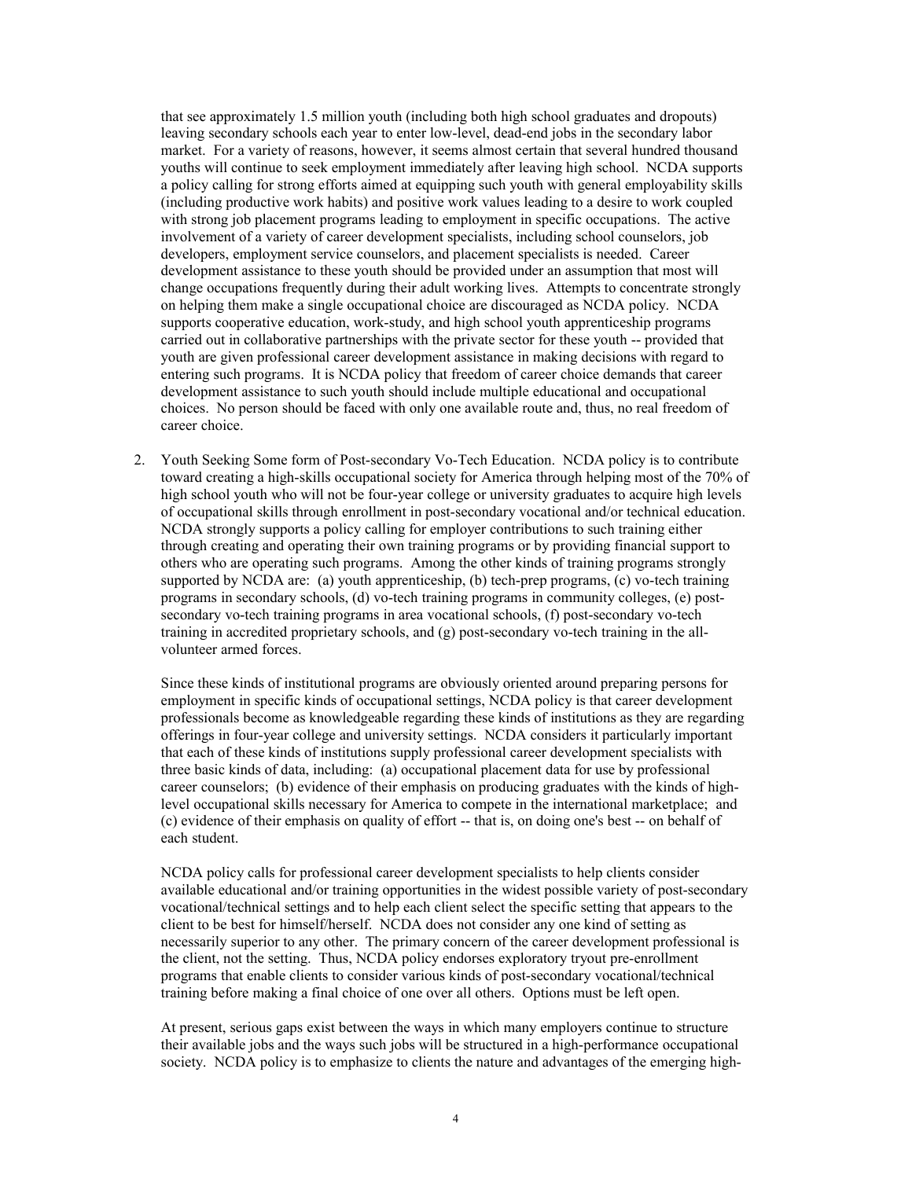that see approximately 1.5 million youth (including both high school graduates and dropouts) leaving secondary schools each year to enter low-level, dead-end jobs in the secondary labor market. For a variety of reasons, however, it seems almost certain that several hundred thousand youths will continue to seek employment immediately after leaving high school. NCDA supports a policy calling for strong efforts aimed at equipping such youth with general employability skills (including productive work habits) and positive work values leading to a desire to work coupled with strong job placement programs leading to employment in specific occupations. The active involvement of a variety of career development specialists, including school counselors, job developers, employment service counselors, and placement specialists is needed. Career development assistance to these youth should be provided under an assumption that most will change occupations frequently during their adult working lives. Attempts to concentrate strongly on helping them make a single occupational choice are discouraged as NCDA policy. NCDA supports cooperative education, work-study, and high school youth apprenticeship programs carried out in collaborative partnerships with the private sector for these youth -- provided that youth are given professional career development assistance in making decisions with regard to entering such programs. It is NCDA policy that freedom of career choice demands that career development assistance to such youth should include multiple educational and occupational choices. No person should be faced with only one available route and, thus, no real freedom of career choice.

2. Youth Seeking Some form of Post-secondary Vo-Tech Education. NCDA policy is to contribute toward creating a high-skills occupational society for America through helping most of the 70% of high school youth who will not be four-year college or university graduates to acquire high levels of occupational skills through enrollment in post-secondary vocational and/or technical education. NCDA strongly supports a policy calling for employer contributions to such training either through creating and operating their own training programs or by providing financial support to others who are operating such programs. Among the other kinds of training programs strongly supported by NCDA are: (a) youth apprenticeship, (b) tech-prep programs, (c) vo-tech training programs in secondary schools, (d) vo-tech training programs in community colleges, (e) post-secondary vo-tech training programs in area vocational schools, (f) post-secondary vo-tech training in accredited proprietary schools, and (g) post-secondary vo-tech training in the all-volunteer armed forces.

   Since these kinds of institutional programs are obviously oriented around preparing persons for employment in specific kinds of occupational settings, NCDA policy is that career development professionals become as knowledgeable regarding these kinds of institutions as they are regarding offerings in four-year college and university settings. NCDA considers it particularly important that each of these kinds of institutions supply professional career development specialists with three basic kinds of data, including: (a) occupational placement data for use by professional career counselors; (b) evidence of their emphasis on producing graduates with the kinds of high-level occupational skills necessary for America to compete in the international marketplace; and (c) evidence of their emphasis on quality of effort -- that is, on doing one's best -- on behalf of each student.

   NCDA policy calls for professional career development specialists to help clients consider available educational and/or training opportunities in the widest possible variety of post-secondary vocational/technical settings and to help each client select the specific setting that appears to the client to be best for himself/herself. NCDA does not consider any one kind of setting as necessarily superior to any other. The primary concern of the career development professional is the client, not the setting. Thus, NCDA policy endorses exploratory tryout pre-enrollment programs that enable clients to consider various kinds of post-secondary vocational/technical training before making a final choice of one over all others. Options must be left open.

   At present, serious gaps exist between the ways in which many employers continue to structure their available jobs and the ways such jobs will be structured in a high-performance occupational society. NCDA policy is to emphasize to clients the nature and advantages of the emerging high-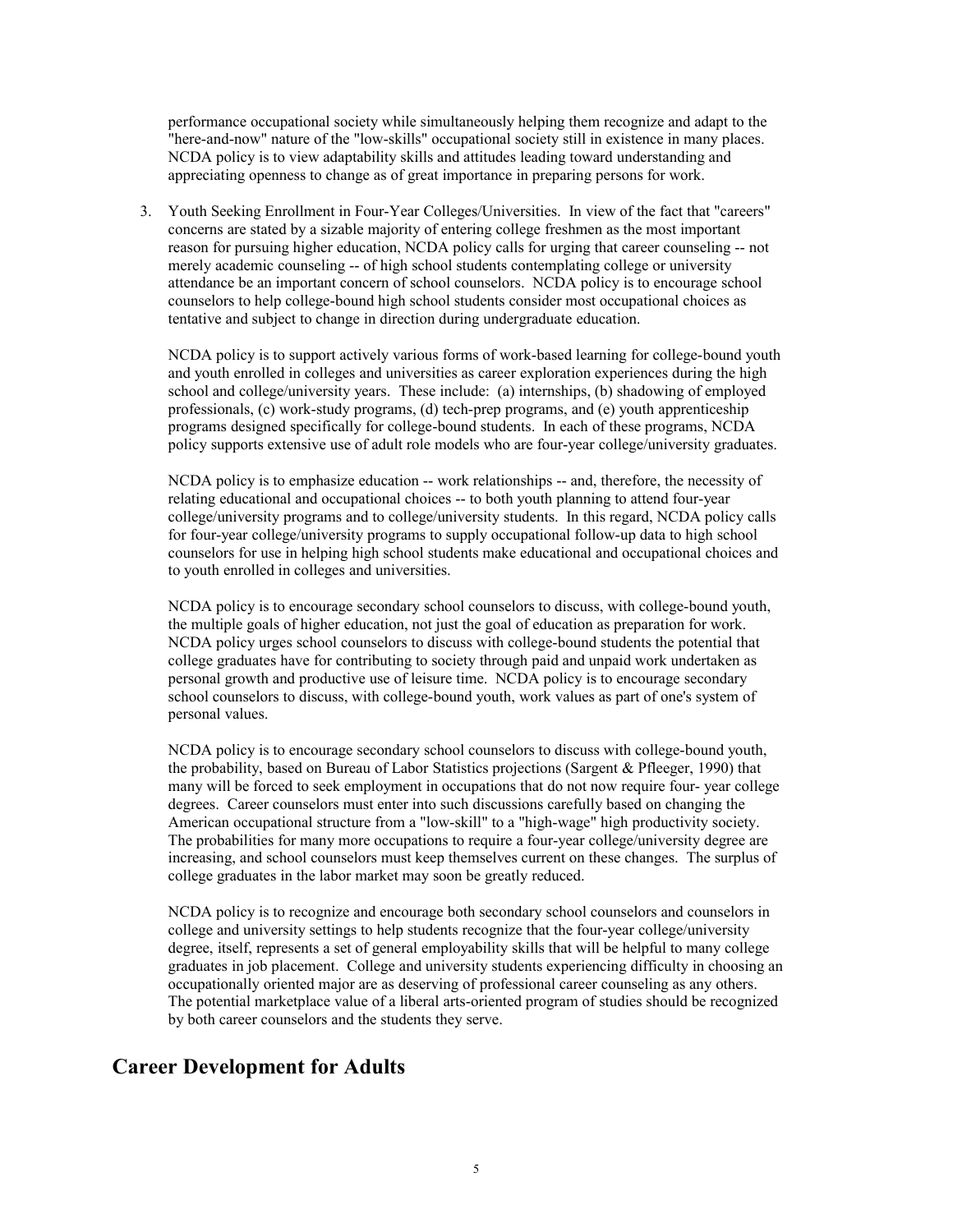performance occupational society while simultaneously helping them recognize and adapt to the "here-and-now" nature of the "low-skills" occupational society still in existence in many places. NCDA policy is to view adaptability skills and attitudes leading toward understanding and appreciating openness to change as of great importance in preparing persons for work.

3. Youth Seeking Enrollment in Four-Year Colleges/Universities. In view of the fact that "careers" concerns are stated by a sizable majority of entering college freshmen as the most important reason for pursuing higher education, NCDA policy calls for urging that career counseling -- not merely academic counseling -- of high school students contemplating college or university attendance be an important concern of school counselors. NCDA policy is to encourage school counselors to help college-bound high school students consider most occupational choices as tentative and subject to change in direction during undergraduate education.

   NCDA policy is to support actively various forms of work-based learning for college-bound youth and youth enrolled in colleges and universities as career exploration experiences during the high school and college/university years. These include: (a) internships, (b) shadowing of employed professionals, (c) work-study programs, (d) tech-prep programs, and (e) youth apprenticeship programs designed specifically for college-bound students. In each of these programs, NCDA policy supports extensive use of adult role models who are four-year college/university graduates.

   NCDA policy is to emphasize education -- work relationships -- and, therefore, the necessity of relating educational and occupational choices -- to both youth planning to attend four-year college/university programs and to college/university students. In this regard, NCDA policy calls for four-year college/university programs to supply occupational follow-up data to high school counselors for use in helping high school students make educational and occupational choices and to youth enrolled in colleges and universities.

   NCDA policy is to encourage secondary school counselors to discuss, with college-bound youth, the multiple goals of higher education, not just the goal of education as preparation for work. NCDA policy urges school counselors to discuss with college-bound students the potential that college graduates have for contributing to society through paid and unpaid work undertaken as personal growth and productive use of leisure time. NCDA policy is to encourage secondary school counselors to discuss, with college-bound youth, work values as part of one's system of personal values.

   NCDA policy is to encourage secondary school counselors to discuss with college-bound youth, the probability, based on Bureau of Labor Statistics projections (Sargent & Pfleeger, 1990) that many will be forced to seek employment in occupations that do not now require four- year college degrees. Career counselors must enter into such discussions carefully based on changing the American occupational structure from a "low-skill" to a "high-wage" high productivity society. The probabilities for many more occupations to require a four-year college/university degree are increasing, and school counselors must keep themselves current on these changes. The surplus of college graduates in the labor market may soon be greatly reduced.

   NCDA policy is to recognize and encourage both secondary school counselors and counselors in college and university settings to help students recognize that the four-year college/university degree, itself, represents a set of general employability skills that will be helpful to many college graduates in job placement. College and university students experiencing difficulty in choosing an occupationally oriented major are as deserving of professional career counseling as any others. The potential marketplace value of a liberal arts-oriented program of studies should be recognized by both career counselors and the students they serve.

## Career Development for Adults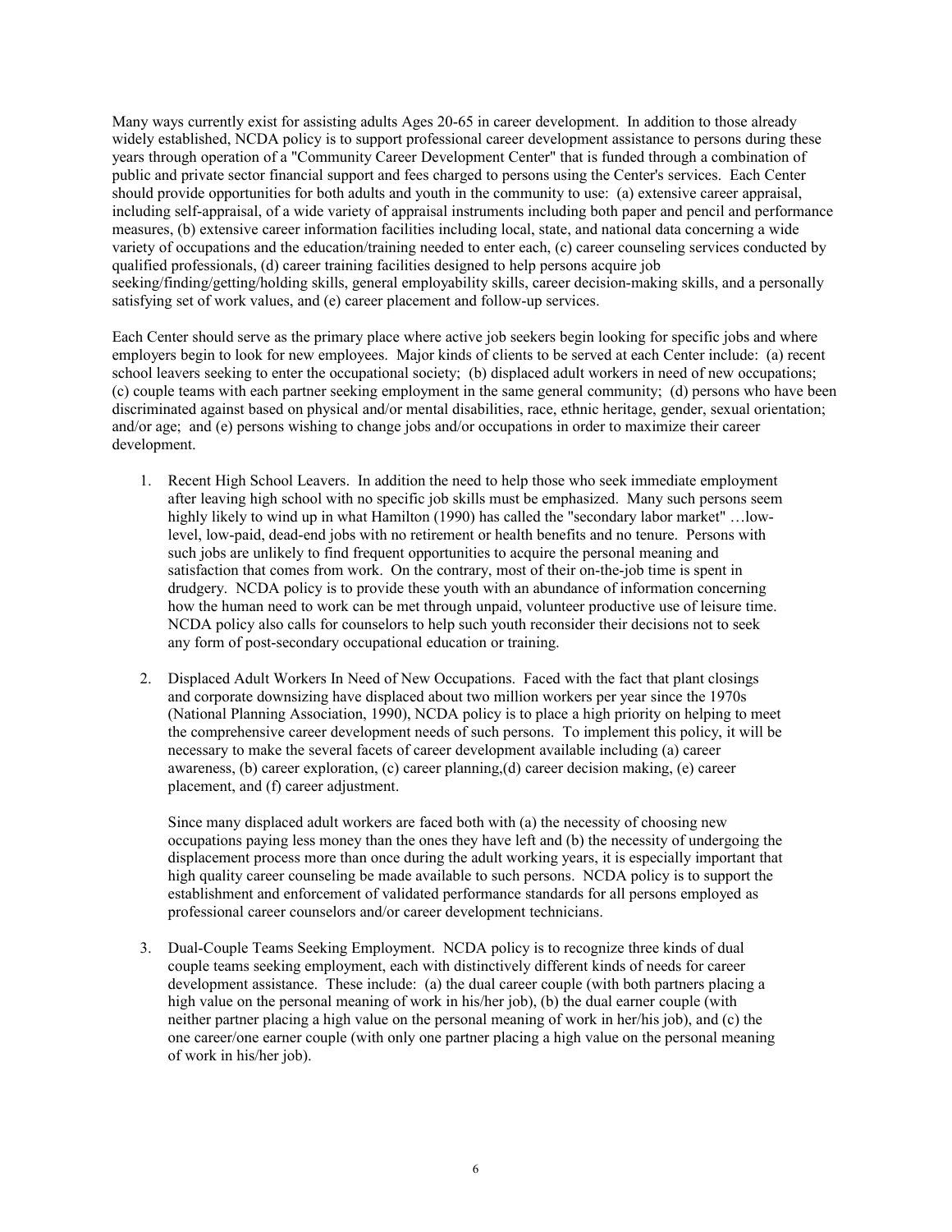Many ways currently exist for assisting adults Ages 20-65 in career development. In addition to those already widely established, NCDA policy is to support professional career development assistance to persons during these years through operation of a "Community Career Development Center" that is funded through a combination of public and private sector financial support and fees charged to persons using the Center's services. Each Center should provide opportunities for both adults and youth in the community to use: (a) extensive career appraisal, including self-appraisal, of a wide variety of appraisal instruments including both paper and pencil and performance measures, (b) extensive career information facilities including local, state, and national data concerning a wide variety of occupations and the education/training needed to enter each, (c) career counseling services conducted by qualified professionals, (d) career training facilities designed to help persons acquire job seeking/finding/getting/holding skills, general employability skills, career decision-making skills, and a personally satisfying set of work values, and (e) career placement and follow-up services.

Each Center should serve as the primary place where active job seekers begin looking for specific jobs and where employers begin to look for new employees. Major kinds of clients to be served at each Center include: (a) recent school leavers seeking to enter the occupational society; (b) displaced adult workers in need of new occupations; (c) couple teams with each partner seeking employment in the same general community; (d) persons who have been discriminated against based on physical and/or mental disabilities, race, ethnic heritage, gender, sexual orientation; and/or age; and (e) persons wishing to change jobs and/or occupations in order to maximize their career development.

1. Recent High School Leavers. In addition the need to help those who seek immediate employment after leaving high school with no specific job skills must be emphasized. Many such persons seem highly likely to wind up in what Hamilton (1990) has called the "secondary labor market" …low-level, low-paid, dead-end jobs with no retirement or health benefits and no tenure. Persons with such jobs are unlikely to find frequent opportunities to acquire the personal meaning and satisfaction that comes from work. On the contrary, most of their on-the-job time is spent in drudgery. NCDA policy is to provide these youth with an abundance of information concerning how the human need to work can be met through unpaid, volunteer productive use of leisure time. NCDA policy also calls for counselors to help such youth reconsider their decisions not to seek any form of post-secondary occupational education or training.

2. Displaced Adult Workers In Need of New Occupations. Faced with the fact that plant closings and corporate downsizing have displaced about two million workers per year since the 1970s (National Planning Association, 1990), NCDA policy is to place a high priority on helping to meet the comprehensive career development needs of such persons. To implement this policy, it will be necessary to make the several facets of career development available including (a) career awareness, (b) career exploration, (c) career planning,(d) career decision making, (e) career placement, and (f) career adjustment.

   Since many displaced adult workers are faced both with (a) the necessity of choosing new occupations paying less money than the ones they have left and (b) the necessity of undergoing the displacement process more than once during the adult working years, it is especially important that high quality career counseling be made available to such persons. NCDA policy is to support the establishment and enforcement of validated performance standards for all persons employed as professional career counselors and/or career development technicians.

3. Dual-Couple Teams Seeking Employment. NCDA policy is to recognize three kinds of dual couple teams seeking employment, each with distinctively different kinds of needs for career development assistance. These include: (a) the dual career couple (with both partners placing a high value on the personal meaning of work in his/her job), (b) the dual earner couple (with neither partner placing a high value on the personal meaning of work in her/his job), and (c) the one career/one earner couple (with only one partner placing a high value on the personal meaning of work in his/her job).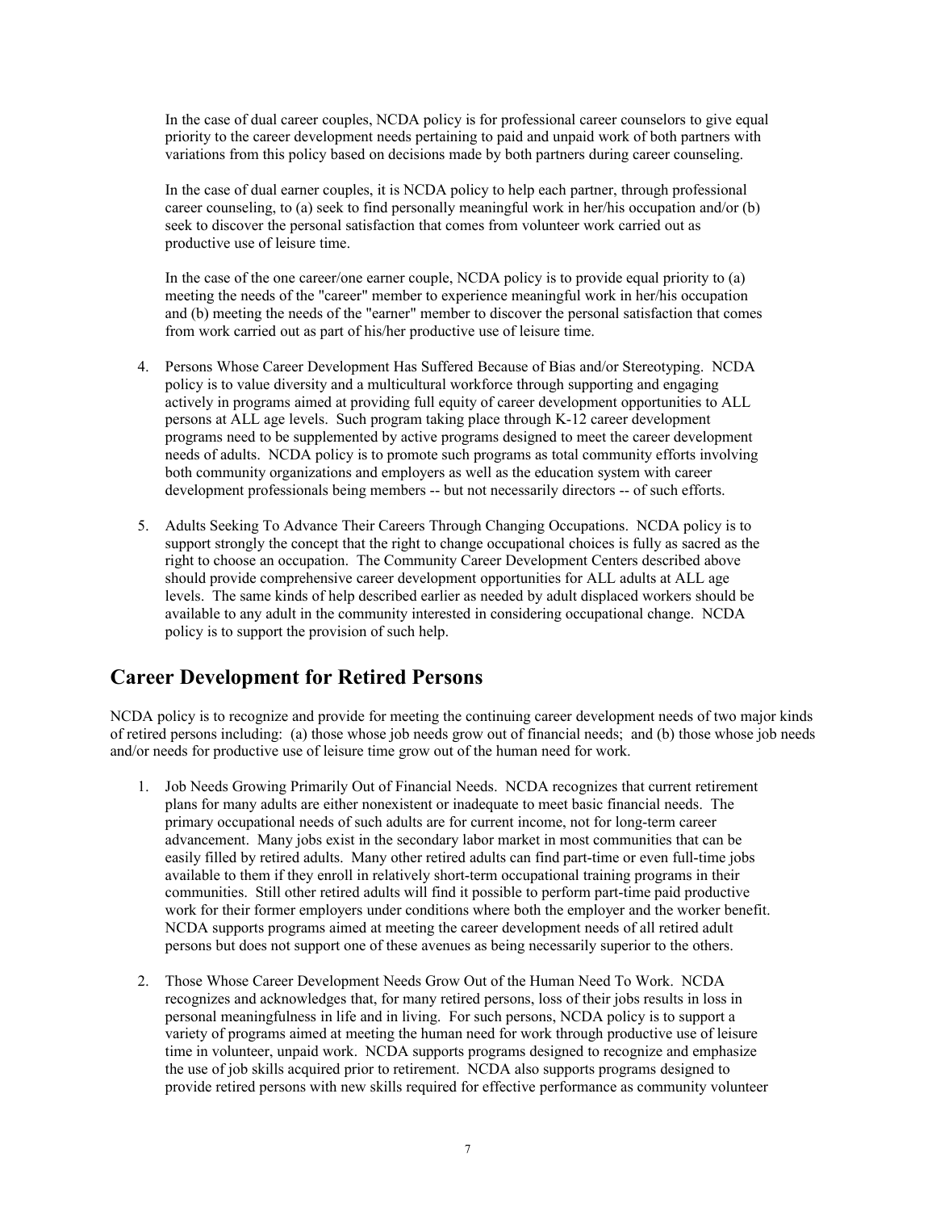In the case of dual career couples, NCDA policy is for professional career counselors to give equal priority to the career development needs pertaining to paid and unpaid work of both partners with variations from this policy based on decisions made by both partners during career counseling.

In the case of dual earner couples, it is NCDA policy to help each partner, through professional career counseling, to (a) seek to find personally meaningful work in her/his occupation and/or (b) seek to discover the personal satisfaction that comes from volunteer work carried out as productive use of leisure time.

In the case of the one career/one earner couple, NCDA policy is to provide equal priority to (a) meeting the needs of the "career" member to experience meaningful work in her/his occupation and (b) meeting the needs of the "earner" member to discover the personal satisfaction that comes from work carried out as part of his/her productive use of leisure time.

4. Persons Whose Career Development Has Suffered Because of Bias and/or Stereotyping. NCDA policy is to value diversity and a multicultural workforce through supporting and engaging actively in programs aimed at providing full equity of career development opportunities to ALL persons at ALL age levels. Such program taking place through K-12 career development programs need to be supplemented by active programs designed to meet the career development needs of adults. NCDA policy is to promote such programs as total community efforts involving both community organizations and employers as well as the education system with career development professionals being members -- but not necessarily directors -- of such efforts.

5. Adults Seeking To Advance Their Careers Through Changing Occupations. NCDA policy is to support strongly the concept that the right to change occupational choices is fully as sacred as the right to choose an occupation. The Community Career Development Centers described above should provide comprehensive career development opportunities for ALL adults at ALL age levels. The same kinds of help described earlier as needed by adult displaced workers should be available to any adult in the community interested in considering occupational change. NCDA policy is to support the provision of such help.

## Career Development for Retired Persons

NCDA policy is to recognize and provide for meeting the continuing career development needs of two major kinds of retired persons including: (a) those whose job needs grow out of financial needs; and (b) those whose job needs and/or needs for productive use of leisure time grow out of the human need for work.

1. Job Needs Growing Primarily Out of Financial Needs. NCDA recognizes that current retirement plans for many adults are either nonexistent or inadequate to meet basic financial needs. The primary occupational needs of such adults are for current income, not for long-term career advancement. Many jobs exist in the secondary labor market in most communities that can be easily filled by retired adults. Many other retired adults can find part-time or even full-time jobs available to them if they enroll in relatively short-term occupational training programs in their communities. Still other retired adults will find it possible to perform part-time paid productive work for their former employers under conditions where both the employer and the worker benefit. NCDA supports programs aimed at meeting the career development needs of all retired adult persons but does not support one of these avenues as being necessarily superior to the others.

2. Those Whose Career Development Needs Grow Out of the Human Need To Work. NCDA recognizes and acknowledges that, for many retired persons, loss of their jobs results in loss in personal meaningfulness in life and in living. For such persons, NCDA policy is to support a variety of programs aimed at meeting the human need for work through productive use of leisure time in volunteer, unpaid work. NCDA supports programs designed to recognize and emphasize the use of job skills acquired prior to retirement. NCDA also supports programs designed to provide retired persons with new skills required for effective performance as community volunteer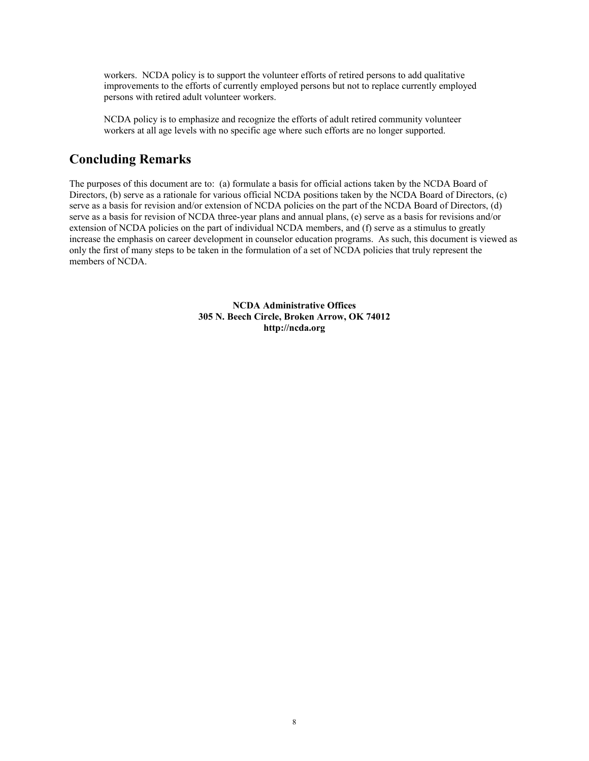workers. NCDA policy is to support the volunteer efforts of retired persons to add qualitative improvements to the efforts of currently employed persons but not to replace currently employed persons with retired adult volunteer workers.

NCDA policy is to emphasize and recognize the efforts of adult retired community volunteer workers at all age levels with no specific age where such efforts are no longer supported.

## Concluding Remarks

The purposes of this document are to: (a) formulate a basis for official actions taken by the NCDA Board of Directors, (b) serve as a rationale for various official NCDA positions taken by the NCDA Board of Directors, (c) serve as a basis for revision and/or extension of NCDA policies on the part of the NCDA Board of Directors, (d) serve as a basis for revision of NCDA three-year plans and annual plans, (e) serve as a basis for revisions and/or extension of NCDA policies on the part of individual NCDA members, and (f) serve as a stimulus to greatly increase the emphasis on career development in counselor education programs. As such, this document is viewed as only the first of many steps to be taken in the formulation of a set of NCDA policies that truly represent the members of NCDA.

**NCDA Administrative Offices**
**305 N. Beech Circle, Broken Arrow, OK 74012**
**http://ncda.org**